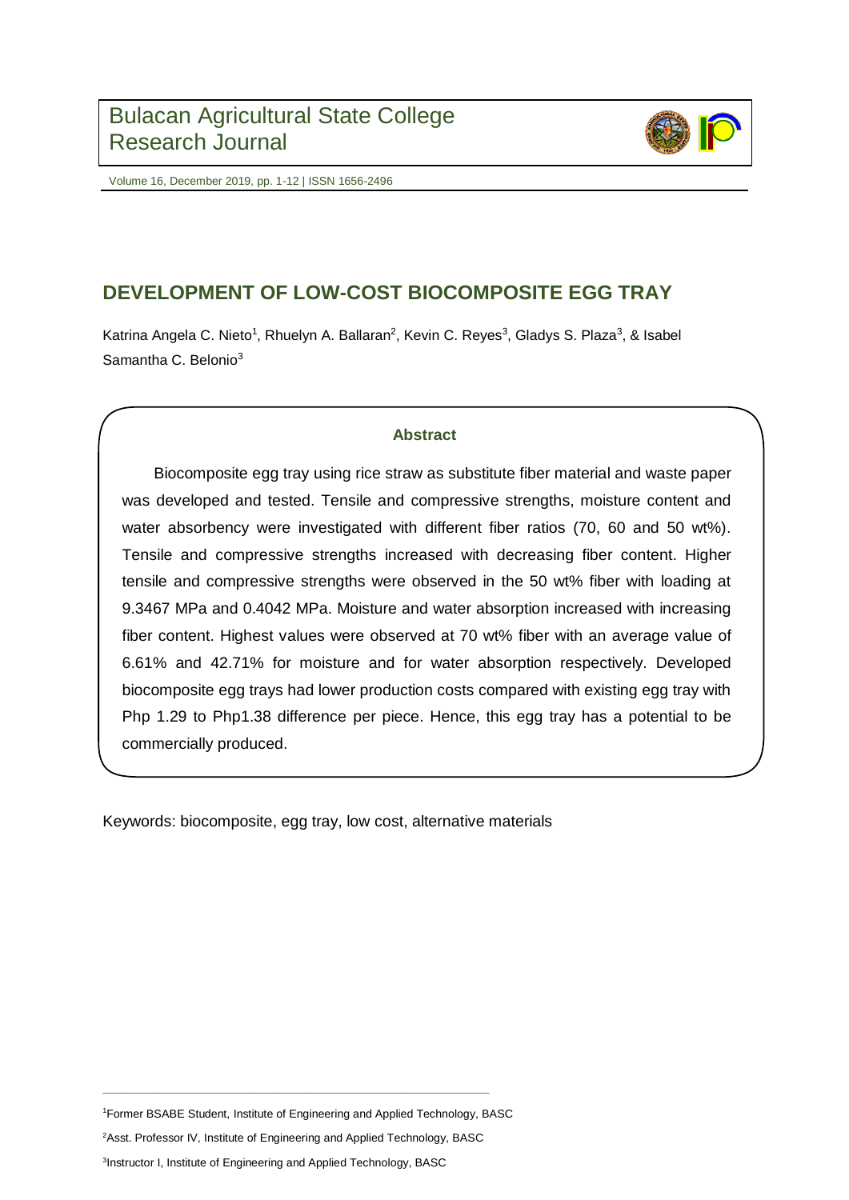# DEVELOPMENT OF LOW-COST BIOCOMPOSITE EGG TRAY

Katrina Angela C. Nieto[1], Rhuelyn A. Ballaran[2], Kevin C. Reyes[3], Gladys S. Plaza[3], & Isabel Samantha C. Belonio[3]

## Abstract

Biocomposite egg tray using rice straw as substitute fiber material and waste paper was developed and tested. Tensile and compressive strengths, moisture content and water absorbency were investigated with different fiber ratios (70, 60 and 50 wt%). Tensile and compressive strengths increased with decreasing fiber content. Higher tensile and compressive strengths were observed in the 50 wt% fiber with loading at 9.3467 MPa and 0.4042 MPa. Moisture and water absorption increased with increasing fiber content. Highest values were observed at 70 wt% fiber with an average value of 6.61% and 42.71% for moisture and for water absorption respectively. Developed biocomposite egg trays had lower production costs compared with existing egg tray with Php 1.29 to Php1.38 difference per piece. Hence, this egg tray has a potential to be commercially produced.

Keywords: biocomposite, egg tray, low cost, alternative materials

---

[1]Former BSABE Student, Institute of Engineering and Applied Technology, BASC

[2]Asst. Professor IV, Institute of Engineering and Applied Technology, BASC

[3]Instructor I, Institute of Engineering and Applied Technology, BASC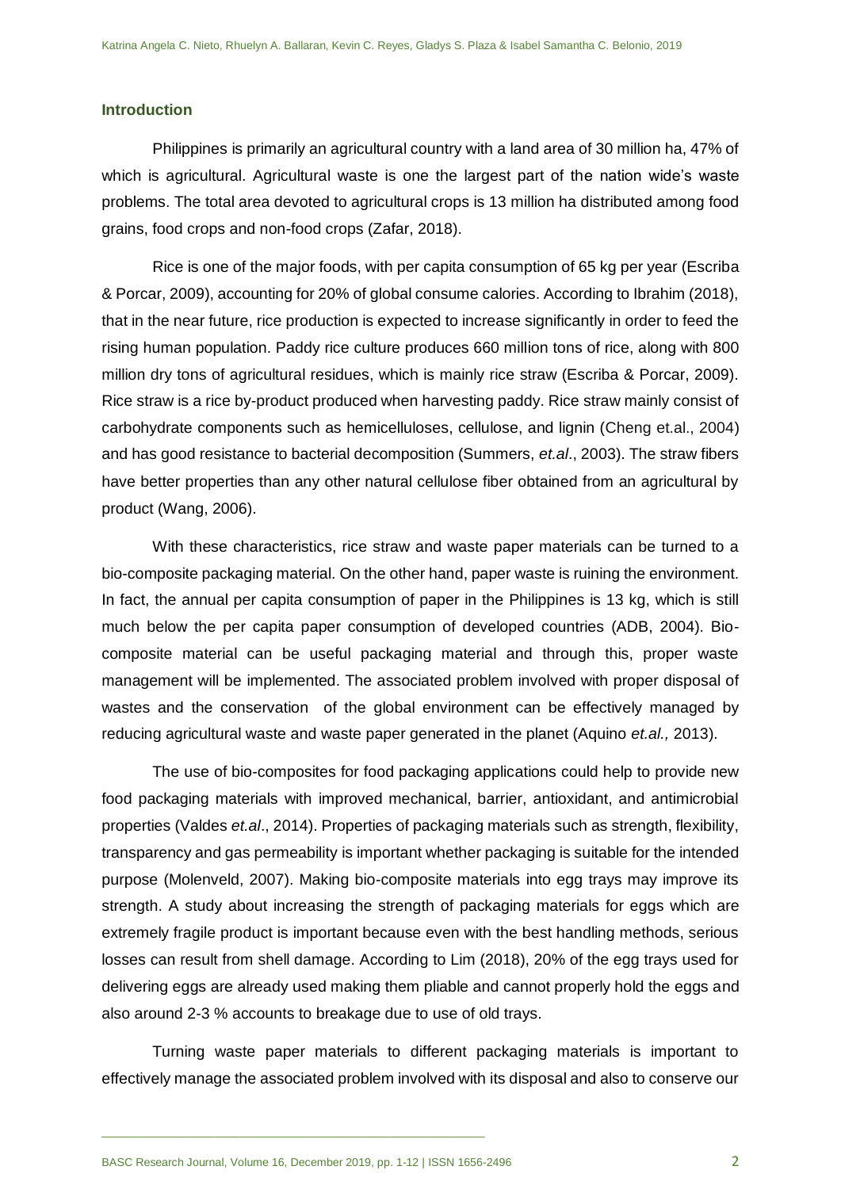## Introduction

Philippines is primarily an agricultural country with a land area of 30 million ha, 47% of which is agricultural. Agricultural waste is one the largest part of the nation wide's waste problems. The total area devoted to agricultural crops is 13 million ha distributed among food grains, food crops and non-food crops (Zafar, 2018).

Rice is one of the major foods, with per capita consumption of 65 kg per year (Escriba & Porcar, 2009), accounting for 20% of global consume calories. According to Ibrahim (2018), that in the near future, rice production is expected to increase significantly in order to feed the rising human population. Paddy rice culture produces 660 million tons of rice, along with 800 million dry tons of agricultural residues, which is mainly rice straw (Escriba & Porcar, 2009). Rice straw is a rice by-product produced when harvesting paddy. Rice straw mainly consist of carbohydrate components such as hemicelluloses, cellulose, and lignin (Cheng et.al., 2004) and has good resistance to bacterial decomposition (Summers, *et.al*., 2003). The straw fibers have better properties than any other natural cellulose fiber obtained from an agricultural by product (Wang, 2006).

With these characteristics, rice straw and waste paper materials can be turned to a bio-composite packaging material. On the other hand, paper waste is ruining the environment. In fact, the annual per capita consumption of paper in the Philippines is 13 kg, which is still much below the per capita paper consumption of developed countries (ADB, 2004). Bio-composite material can be useful packaging material and through this, proper waste management will be implemented. The associated problem involved with proper disposal of wastes and the conservation of the global environment can be effectively managed by reducing agricultural waste and waste paper generated in the planet (Aquino *et.al.,* 2013).

The use of bio-composites for food packaging applications could help to provide new food packaging materials with improved mechanical, barrier, antioxidant, and antimicrobial properties (Valdes *et.al*., 2014). Properties of packaging materials such as strength, flexibility, transparency and gas permeability is important whether packaging is suitable for the intended purpose (Molenveld, 2007). Making bio-composite materials into egg trays may improve its strength. A study about increasing the strength of packaging materials for eggs which are extremely fragile product is important because even with the best handling methods, serious losses can result from shell damage. According to Lim (2018), 20% of the egg trays used for delivering eggs are already used making them pliable and cannot properly hold the eggs and also around 2-3 % accounts to breakage due to use of old trays.

Turning waste paper materials to different packaging materials is important to effectively manage the associated problem involved with its disposal and also to conserve our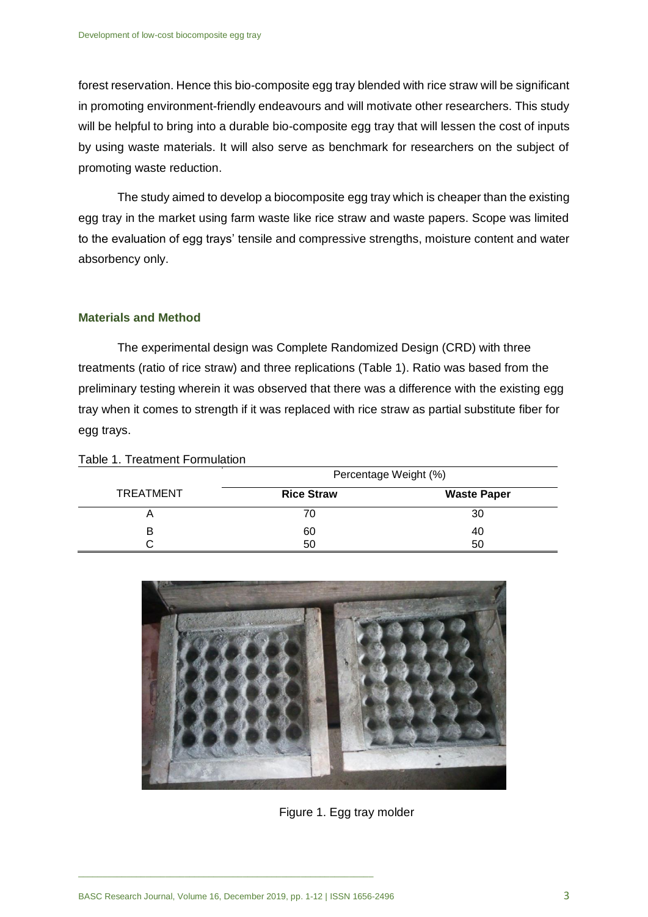forest reservation. Hence this bio-composite egg tray blended with rice straw will be significant in promoting environment-friendly endeavours and will motivate other researchers. This study will be helpful to bring into a durable bio-composite egg tray that will lessen the cost of inputs by using waste materials. It will also serve as benchmark for researchers on the subject of promoting waste reduction.

The study aimed to develop a biocomposite egg tray which is cheaper than the existing egg tray in the market using farm waste like rice straw and waste papers. Scope was limited to the evaluation of egg trays' tensile and compressive strengths, moisture content and water absorbency only.

## Materials and Method

The experimental design was Complete Randomized Design (CRD) with three treatments (ratio of rice straw) and three replications (Table 1). Ratio was based from the preliminary testing wherein it was observed that there was a difference with the existing egg tray when it comes to strength if it was replaced with rice straw as partial substitute fiber for egg trays.

Table 1. Treatment Formulation

| TREATMENT | Percentage Weight (%) | |
|---|---|---|
| | **Rice Straw** | **Waste Paper** |
| A | 70 | 30 |
| B | 60 | 40 |
| C | 50 | 50 |

Figure 1. Egg tray molder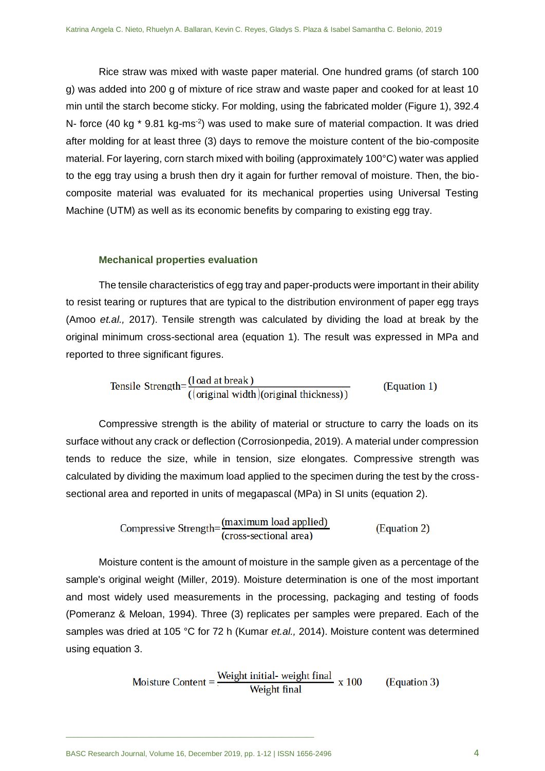Rice straw was mixed with waste paper material. One hundred grams (of starch 100 g) was added into 200 g of mixture of rice straw and waste paper and cooked for at least 10 min until the starch become sticky. For molding, using the fabricated molder (Figure 1), 392.4 N- force (40 kg * 9.81 kg-ms$^{-2}$) was used to make sure of material compaction. It was dried after molding for at least three (3) days to remove the moisture content of the bio-composite material. For layering, corn starch mixed with boiling (approximately 100°C) water was applied to the egg tray using a brush then dry it again for further removal of moisture. Then, the bio-composite material was evaluated for its mechanical properties using Universal Testing Machine (UTM) as well as its economic benefits by comparing to existing egg tray.

### Mechanical properties evaluation

The tensile characteristics of egg tray and paper-products were important in their ability to resist tearing or ruptures that are typical to the distribution environment of paper egg trays (Amoo *et.al.,* 2017). Tensile strength was calculated by dividing the load at break by the original minimum cross-sectional area (equation 1). The result was expressed in MPa and reported to three significant figures.

$$\text{Tensile Strength} = \frac{(\text{load at break})}{((\text{original width})(\text{original thickness}))} \qquad \text{(Equation 1)}$$

Compressive strength is the ability of material or structure to carry the loads on its surface without any crack or deflection (Corrosionpedia, 2019). A material under compression tends to reduce the size, while in tension, size elongates. Compressive strength was calculated by dividing the maximum load applied to the specimen during the test by the cross-sectional area and reported in units of megapascal (MPa) in SI units (equation 2).

$$\text{Compressive Strength} = \frac{(\text{maximum load applied})}{(\text{cross-sectional area})} \qquad \text{(Equation 2)}$$

Moisture content is the amount of moisture in the sample given as a percentage of the sample's original weight (Miller, 2019). Moisture determination is one of the most important and most widely used measurements in the processing, packaging and testing of foods (Pomeranz & Meloan, 1994). Three (3) replicates per samples were prepared. Each of the samples was dried at 105 °C for 72 h (Kumar *et.al.,* 2014). Moisture content was determined using equation 3.

$$\text{Moisture Content} = \frac{\text{Weight initial- weight final}}{\text{Weight final}} \times 100 \qquad \text{(Equation 3)}$$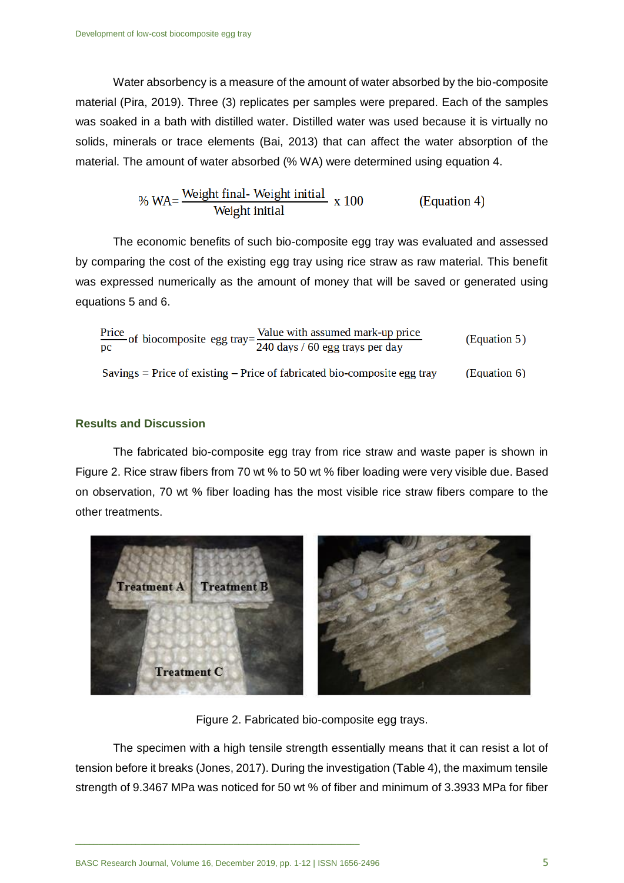Water absorbency is a measure of the amount of water absorbed by the bio-composite material (Pira, 2019). Three (3) replicates per samples were prepared. Each of the samples was soaked in a bath with distilled water. Distilled water was used because it is virtually no solids, minerals or trace elements (Bai, 2013) that can affect the water absorption of the material. The amount of water absorbed (% WA) were determined using equation 4.

$$\% \text{ WA} = \frac{\text{Weight final- Weight initial}}{\text{Weight initial}} \times 100 \qquad \text{(Equation 4)}$$

The economic benefits of such bio-composite egg tray was evaluated and assessed by comparing the cost of the existing egg tray using rice straw as raw material. This benefit was expressed numerically as the amount of money that will be saved or generated using equations 5 and 6.

$$\frac{\text{Price}}{\text{pc}} \text{ of biocomposite egg tray} = \frac{\text{Value with assumed mark-up price}}{\text{240 days / 60 egg trays per day}} \qquad \text{(Equation 5)}$$

$$\text{Savings} = \text{Price of existing} - \text{Price of fabricated bio-composite egg tray} \qquad \text{(Equation 6)}$$

## Results and Discussion

The fabricated bio-composite egg tray from rice straw and waste paper is shown in Figure 2. Rice straw fibers from 70 wt % to 50 wt % fiber loading were very visible due. Based on observation, 70 wt % fiber loading has the most visible rice straw fibers compare to the other treatments.

Figure 2. Fabricated bio-composite egg trays.

The specimen with a high tensile strength essentially means that it can resist a lot of tension before it breaks (Jones, 2017). During the investigation (Table 4), the maximum tensile strength of 9.3467 MPa was noticed for 50 wt % of fiber and minimum of 3.3933 MPa for fiber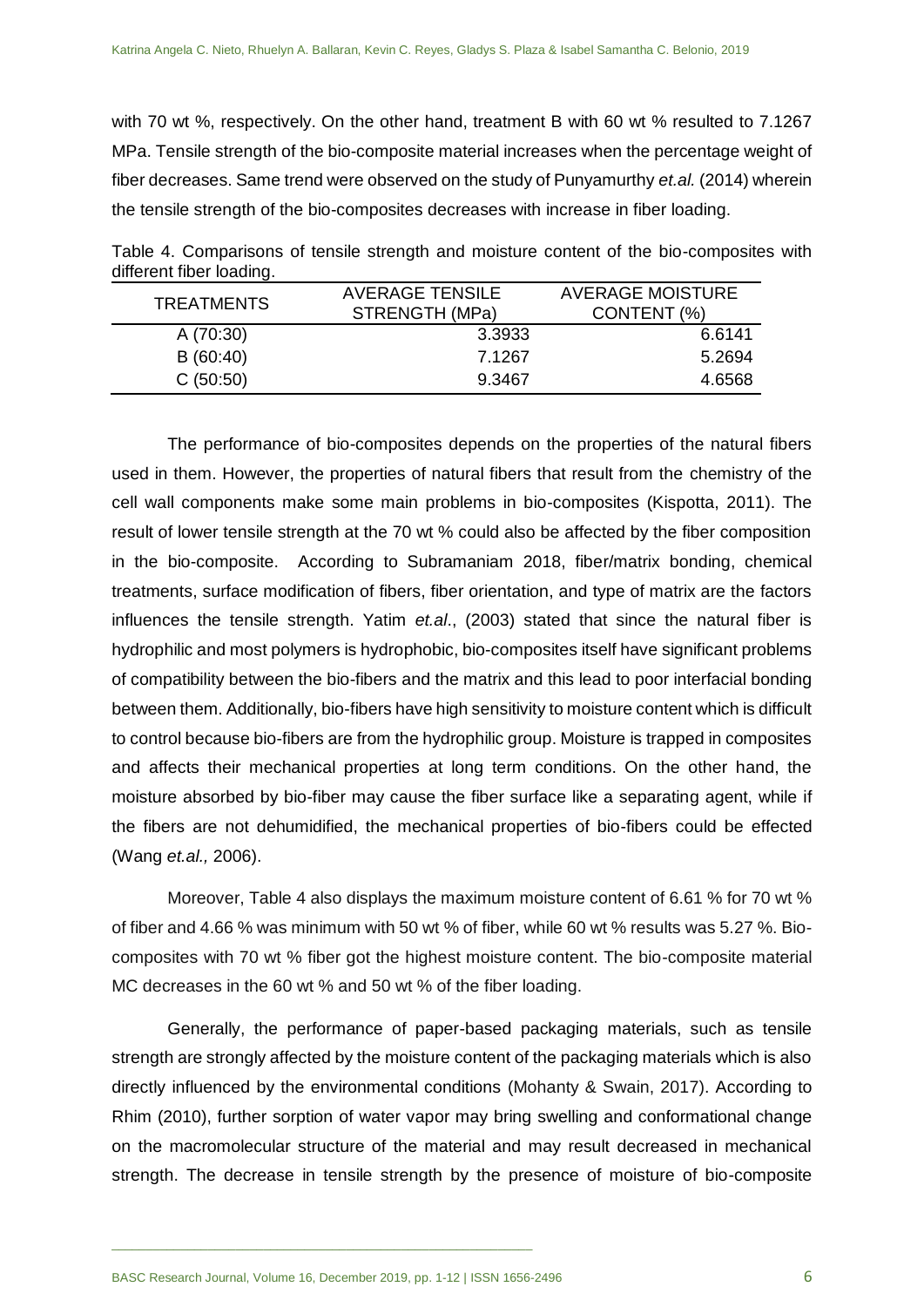with 70 wt %, respectively. On the other hand, treatment B with 60 wt % resulted to 7.1267 MPa. Tensile strength of the bio-composite material increases when the percentage weight of fiber decreases. Same trend were observed on the study of Punyamurthy *et.al.* (2014) wherein the tensile strength of the bio-composites decreases with increase in fiber loading.

Table 4. Comparisons of tensile strength and moisture content of the bio-composites with different fiber loading.

| TREATMENTS | AVERAGE TENSILE STRENGTH (MPa) | AVERAGE MOISTURE CONTENT (%) |
|---|---|---|
| A (70:30) | 3.3933 | 6.6141 |
| B (60:40) | 7.1267 | 5.2694 |
| C (50:50) | 9.3467 | 4.6568 |

The performance of bio-composites depends on the properties of the natural fibers used in them. However, the properties of natural fibers that result from the chemistry of the cell wall components make some main problems in bio-composites (Kispotta, 2011). The result of lower tensile strength at the 70 wt % could also be affected by the fiber composition in the bio-composite. According to Subramaniam 2018, fiber/matrix bonding, chemical treatments, surface modification of fibers, fiber orientation, and type of matrix are the factors influences the tensile strength. Yatim *et.al*., (2003) stated that since the natural fiber is hydrophilic and most polymers is hydrophobic, bio-composites itself have significant problems of compatibility between the bio-fibers and the matrix and this lead to poor interfacial bonding between them. Additionally, bio-fibers have high sensitivity to moisture content which is difficult to control because bio-fibers are from the hydrophilic group. Moisture is trapped in composites and affects their mechanical properties at long term conditions. On the other hand, the moisture absorbed by bio-fiber may cause the fiber surface like a separating agent, while if the fibers are not dehumidified, the mechanical properties of bio-fibers could be effected (Wang *et.al.,* 2006).

Moreover, Table 4 also displays the maximum moisture content of 6.61 % for 70 wt % of fiber and 4.66 % was minimum with 50 wt % of fiber, while 60 wt % results was 5.27 %. Bio-composites with 70 wt % fiber got the highest moisture content. The bio-composite material MC decreases in the 60 wt % and 50 wt % of the fiber loading.

Generally, the performance of paper-based packaging materials, such as tensile strength are strongly affected by the moisture content of the packaging materials which is also directly influenced by the environmental conditions (Mohanty & Swain, 2017). According to Rhim (2010), further sorption of water vapor may bring swelling and conformational change on the macromolecular structure of the material and may result decreased in mechanical strength. The decrease in tensile strength by the presence of moisture of bio-composite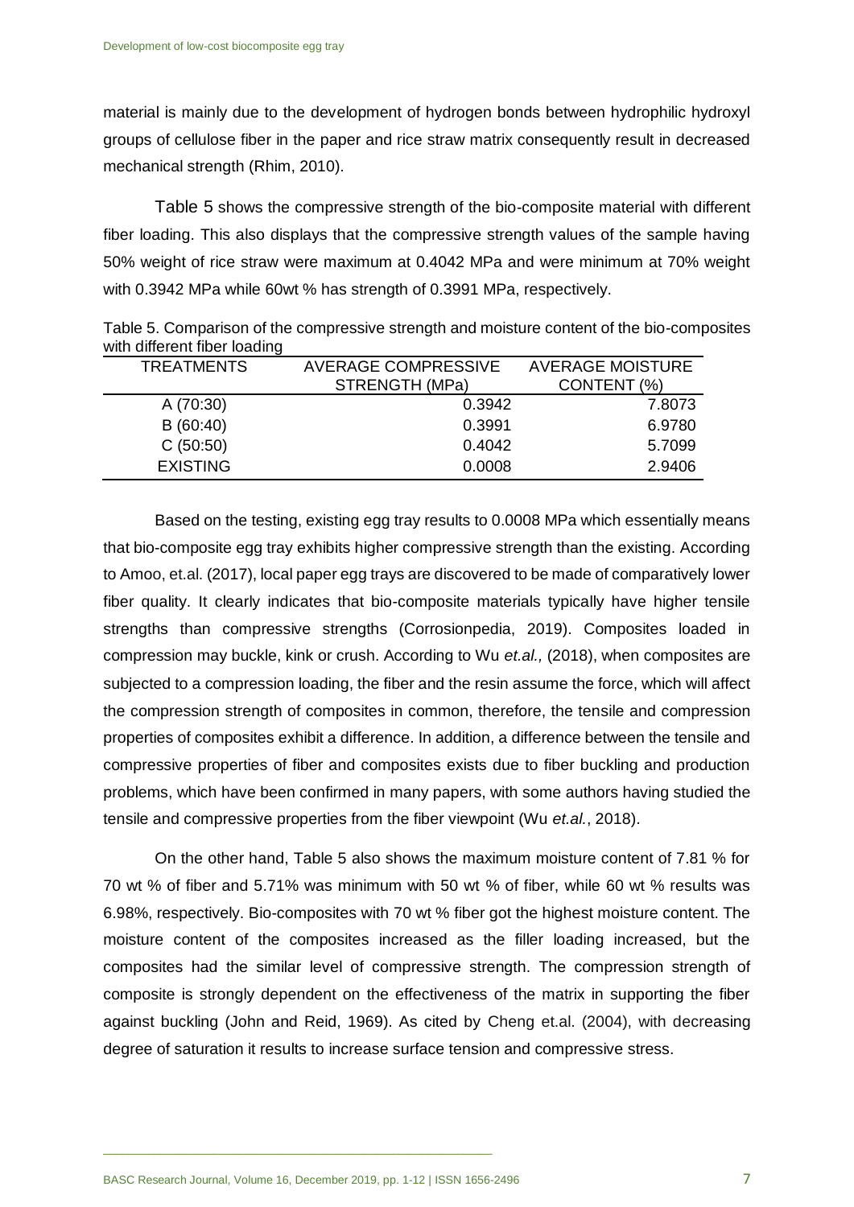material is mainly due to the development of hydrogen bonds between hydrophilic hydroxyl groups of cellulose fiber in the paper and rice straw matrix consequently result in decreased mechanical strength (Rhim, 2010).

Table 5 shows the compressive strength of the bio-composite material with different fiber loading. This also displays that the compressive strength values of the sample having 50% weight of rice straw were maximum at 0.4042 MPa and were minimum at 70% weight with 0.3942 MPa while 60wt % has strength of 0.3991 MPa, respectively.

Table 5. Comparison of the compressive strength and moisture content of the bio-composites with different fiber loading

| TREATMENTS | AVERAGE COMPRESSIVE STRENGTH (MPa) | AVERAGE MOISTURE CONTENT (%) |
|---|---|---|
| A (70:30) | 0.3942 | 7.8073 |
| B (60:40) | 0.3991 | 6.9780 |
| C (50:50) | 0.4042 | 5.7099 |
| EXISTING | 0.0008 | 2.9406 |

Based on the testing, existing egg tray results to 0.0008 MPa which essentially means that bio-composite egg tray exhibits higher compressive strength than the existing. According to Amoo, et.al. (2017), local paper egg trays are discovered to be made of comparatively lower fiber quality. It clearly indicates that bio-composite materials typically have higher tensile strengths than compressive strengths (Corrosionpedia, 2019). Composites loaded in compression may buckle, kink or crush. According to Wu *et.al.,* (2018), when composites are subjected to a compression loading, the fiber and the resin assume the force, which will affect the compression strength of composites in common, therefore, the tensile and compression properties of composites exhibit a difference. In addition, a difference between the tensile and compressive properties of fiber and composites exists due to fiber buckling and production problems, which have been confirmed in many papers, with some authors having studied the tensile and compressive properties from the fiber viewpoint (Wu *et.al.*, 2018).

On the other hand, Table 5 also shows the maximum moisture content of 7.81 % for 70 wt % of fiber and 5.71% was minimum with 50 wt % of fiber, while 60 wt % results was 6.98%, respectively. Bio-composites with 70 wt % fiber got the highest moisture content. The moisture content of the composites increased as the filler loading increased, but the composites had the similar level of compressive strength. The compression strength of composite is strongly dependent on the effectiveness of the matrix in supporting the fiber against buckling (John and Reid, 1969). As cited by Cheng et.al. (2004), with decreasing degree of saturation it results to increase surface tension and compressive stress.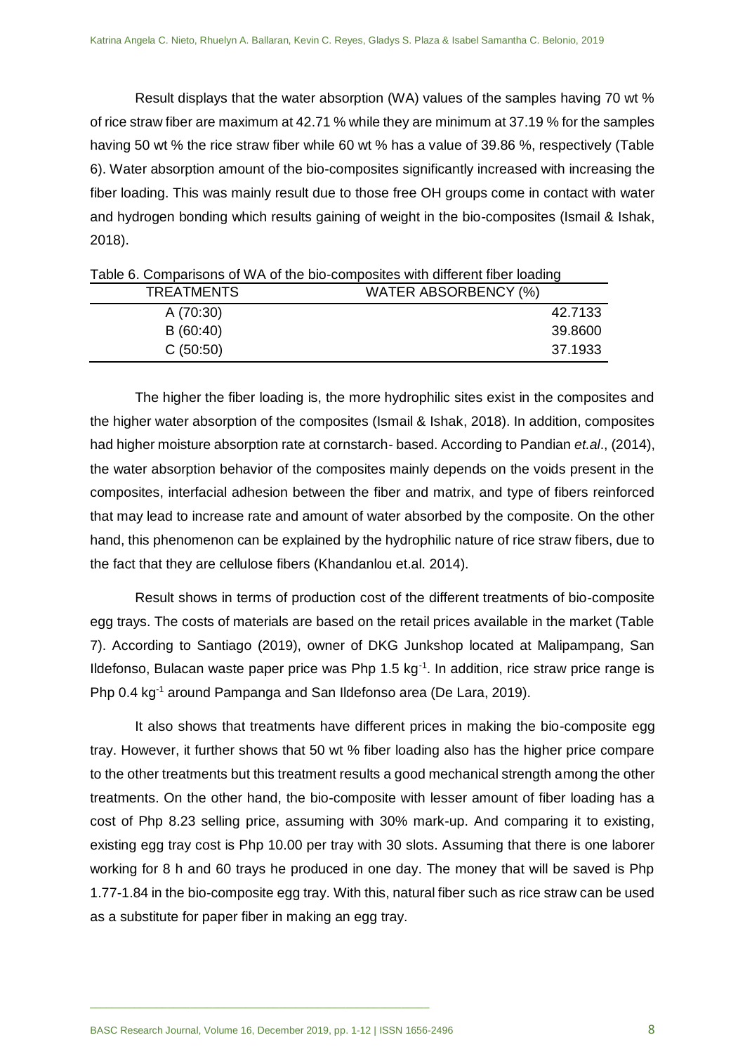Result displays that the water absorption (WA) values of the samples having 70 wt % of rice straw fiber are maximum at 42.71 % while they are minimum at 37.19 % for the samples having 50 wt % the rice straw fiber while 60 wt % has a value of 39.86 %, respectively (Table 6). Water absorption amount of the bio-composites significantly increased with increasing the fiber loading. This was mainly result due to those free OH groups come in contact with water and hydrogen bonding which results gaining of weight in the bio-composites (Ismail & Ishak, 2018).

Table 6. Comparisons of WA of the bio-composites with different fiber loading

| TREATMENTS | WATER ABSORBENCY (%) |
|---|---|
| A (70:30) | 42.7133 |
| B (60:40) | 39.8600 |
| C (50:50) | 37.1933 |

The higher the fiber loading is, the more hydrophilic sites exist in the composites and the higher water absorption of the composites (Ismail & Ishak, 2018). In addition, composites had higher moisture absorption rate at cornstarch- based. According to Pandian *et.al*., (2014), the water absorption behavior of the composites mainly depends on the voids present in the composites, interfacial adhesion between the fiber and matrix, and type of fibers reinforced that may lead to increase rate and amount of water absorbed by the composite. On the other hand, this phenomenon can be explained by the hydrophilic nature of rice straw fibers, due to the fact that they are cellulose fibers (Khandanlou et.al. 2014).

Result shows in terms of production cost of the different treatments of bio-composite egg trays. The costs of materials are based on the retail prices available in the market (Table 7). According to Santiago (2019), owner of DKG Junkshop located at Malipampang, San Ildefonso, Bulacan waste paper price was Php 1.5 $kg^{-1}$. In addition, rice straw price range is Php 0.4 $kg^{-1}$ around Pampanga and San Ildefonso area (De Lara, 2019).

It also shows that treatments have different prices in making the bio-composite egg tray. However, it further shows that 50 wt % fiber loading also has the higher price compare to the other treatments but this treatment results a good mechanical strength among the other treatments. On the other hand, the bio-composite with lesser amount of fiber loading has a cost of Php 8.23 selling price, assuming with 30% mark-up. And comparing it to existing, existing egg tray cost is Php 10.00 per tray with 30 slots. Assuming that there is one laborer working for 8 h and 60 trays he produced in one day. The money that will be saved is Php 1.77-1.84 in the bio-composite egg tray. With this, natural fiber such as rice straw can be used as a substitute for paper fiber in making an egg tray.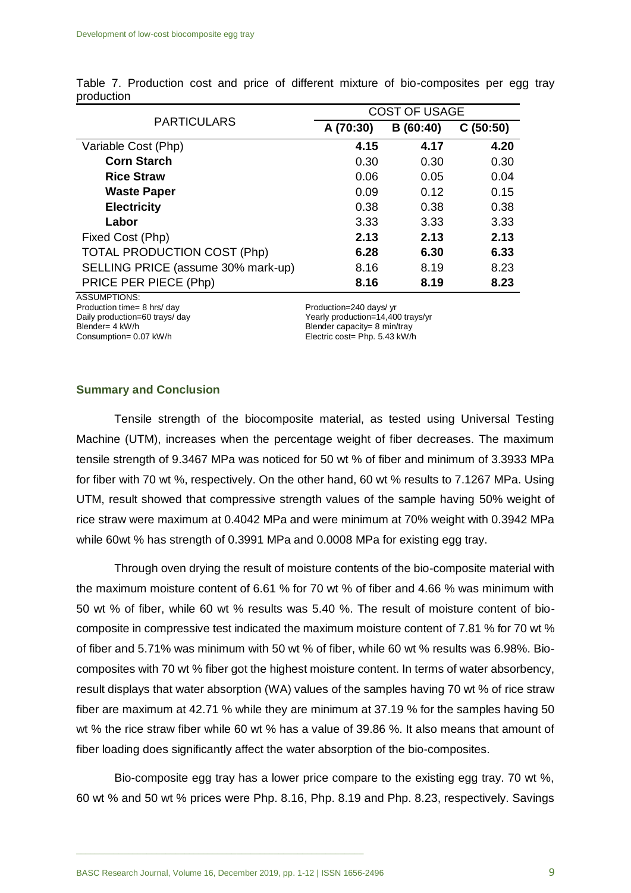Table 7. Production cost and price of different mixture of bio-composites per egg tray production

| PARTICULARS | COST OF USAGE | | |
|---|---|---|---|
| | A (70:30) | B (60:40) | C (50:50) |
| Variable Cost (Php) | **4.15** | **4.17** | **4.20** |
| **Corn Starch** | 0.30 | 0.30 | 0.30 |
| **Rice Straw** | 0.06 | 0.05 | 0.04 |
| **Waste Paper** | 0.09 | 0.12 | 0.15 |
| **Electricity** | 0.38 | 0.38 | 0.38 |
| **Labor** | 3.33 | 3.33 | 3.33 |
| Fixed Cost (Php) | **2.13** | **2.13** | **2.13** |
| TOTAL PRODUCTION COST (Php) | **6.28** | **6.30** | **6.33** |
| SELLING PRICE (assume 30% mark-up) | 8.16 | 8.19 | 8.23 |
| PRICE PER PIECE (Php) | **8.16** | **8.19** | **8.23** |

ASSUMPTIONS:
Production time= 8 hrs/ day
Daily production=60 trays/ day
Blender= 4 kW/h
Consumption= 0.07 kW/h
Production=240 days/ yr
Yearly production=14,400 trays/yr
Blender capacity= 8 min/tray
Electric cost= Php. 5.43 kW/h

## Summary and Conclusion

Tensile strength of the biocomposite material, as tested using Universal Testing Machine (UTM), increases when the percentage weight of fiber decreases. The maximum tensile strength of 9.3467 MPa was noticed for 50 wt % of fiber and minimum of 3.3933 MPa for fiber with 70 wt %, respectively. On the other hand, 60 wt % results to 7.1267 MPa. Using UTM, result showed that compressive strength values of the sample having 50% weight of rice straw were maximum at 0.4042 MPa and were minimum at 70% weight with 0.3942 MPa while 60wt % has strength of 0.3991 MPa and 0.0008 MPa for existing egg tray.

Through oven drying the result of moisture contents of the bio-composite material with the maximum moisture content of 6.61 % for 70 wt % of fiber and 4.66 % was minimum with 50 wt % of fiber, while 60 wt % results was 5.40 %. The result of moisture content of bio-composite in compressive test indicated the maximum moisture content of 7.81 % for 70 wt % of fiber and 5.71% was minimum with 50 wt % of fiber, while 60 wt % results was 6.98%. Bio-composites with 70 wt % fiber got the highest moisture content. In terms of water absorbency, result displays that water absorption (WA) values of the samples having 70 wt % of rice straw fiber are maximum at 42.71 % while they are minimum at 37.19 % for the samples having 50 wt % the rice straw fiber while 60 wt % has a value of 39.86 %. It also means that amount of fiber loading does significantly affect the water absorption of the bio-composites.

Bio-composite egg tray has a lower price compare to the existing egg tray. 70 wt %, 60 wt % and 50 wt % prices were Php. 8.16, Php. 8.19 and Php. 8.23, respectively. Savings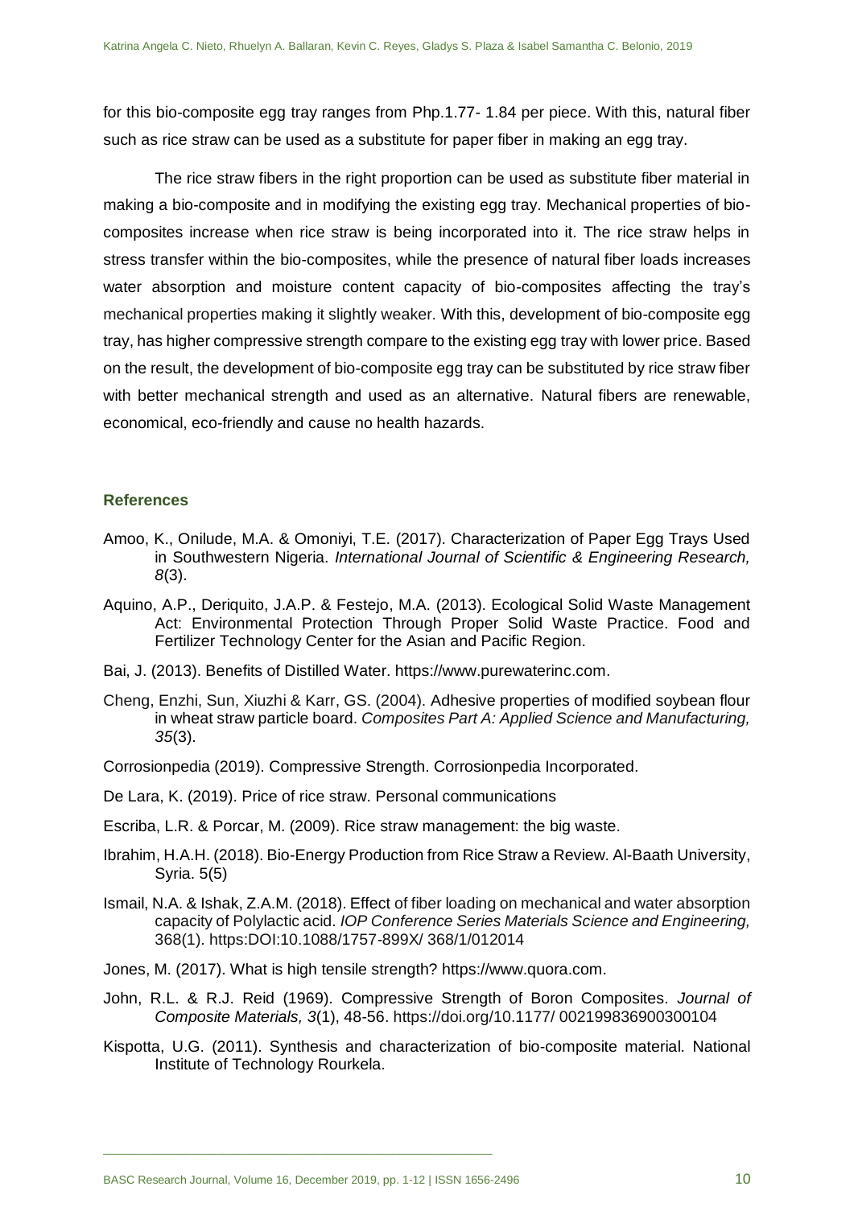for this bio-composite egg tray ranges from Php.1.77- 1.84 per piece. With this, natural fiber such as rice straw can be used as a substitute for paper fiber in making an egg tray.

The rice straw fibers in the right proportion can be used as substitute fiber material in making a bio-composite and in modifying the existing egg tray. Mechanical properties of bio-composites increase when rice straw is being incorporated into it. The rice straw helps in stress transfer within the bio-composites, while the presence of natural fiber loads increases water absorption and moisture content capacity of bio-composites affecting the tray's mechanical properties making it slightly weaker. With this, development of bio-composite egg tray, has higher compressive strength compare to the existing egg tray with lower price. Based on the result, the development of bio-composite egg tray can be substituted by rice straw fiber with better mechanical strength and used as an alternative. Natural fibers are renewable, economical, eco-friendly and cause no health hazards.

## References

Amoo, K., Onilude, M.A. & Omoniyi, T.E. (2017). Characterization of Paper Egg Trays Used in Southwestern Nigeria. *International Journal of Scientific & Engineering Research, 8*(3).

Aquino, A.P., Deriquito, J.A.P. & Festejo, M.A. (2013). Ecological Solid Waste Management Act: Environmental Protection Through Proper Solid Waste Practice. Food and Fertilizer Technology Center for the Asian and Pacific Region.

Bai, J. (2013). Benefits of Distilled Water. https://www.purewaterinc.com.

Cheng, Enzhi, Sun, Xiuzhi & Karr, GS. (2004). Adhesive properties of modified soybean flour in wheat straw particle board. *Composites Part A: Applied Science and Manufacturing, 35*(3).

Corrosionpedia (2019). Compressive Strength. Corrosionpedia Incorporated.

De Lara, K. (2019). Price of rice straw. Personal communications

Escriba, L.R. & Porcar, M. (2009). Rice straw management: the big waste.

Ibrahim, H.A.H. (2018). Bio-Energy Production from Rice Straw a Review. Al-Baath University, Syria. 5(5)

Ismail, N.A. & Ishak, Z.A.M. (2018). Effect of fiber loading on mechanical and water absorption capacity of Polylactic acid. *IOP Conference Series Materials Science and Engineering,* 368(1). https:DOI:10.1088/1757-899X/ 368/1/012014

Jones, M. (2017). What is high tensile strength? https://www.quora.com.

John, R.L. & R.J. Reid (1969). Compressive Strength of Boron Composites. *Journal of Composite Materials, 3*(1), 48-56. https://doi.org/10.1177/ 002199836900300104

Kispotta, U.G. (2011). Synthesis and characterization of bio-composite material. National Institute of Technology Rourkela.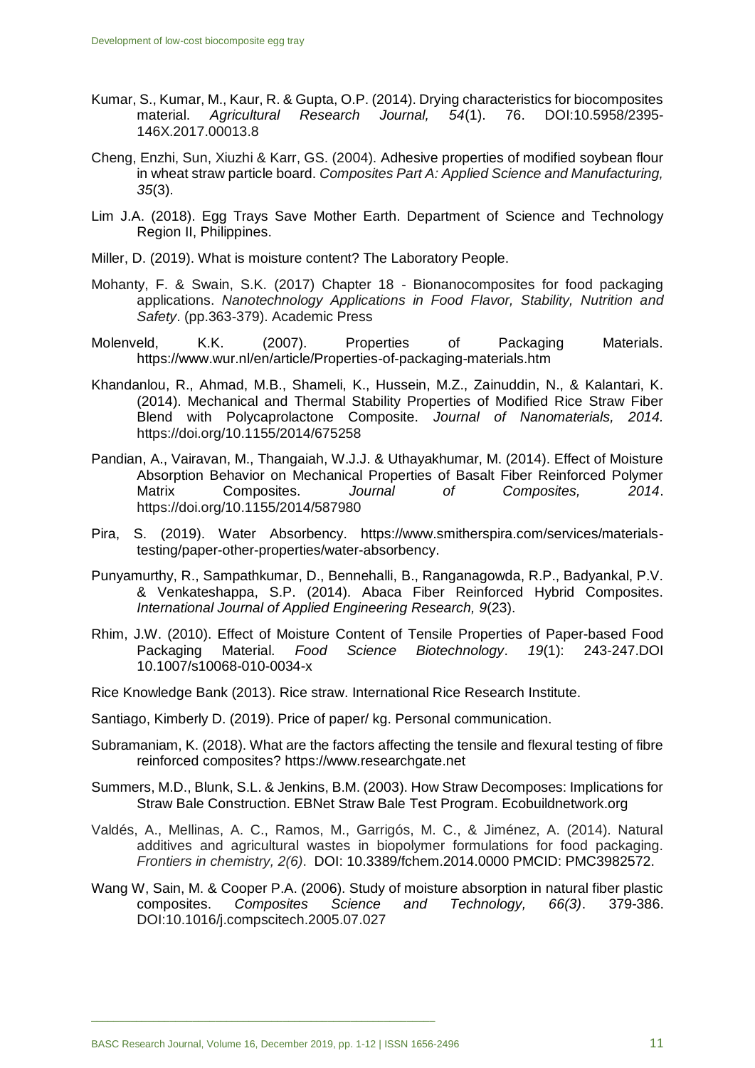Kumar, S., Kumar, M., Kaur, R. & Gupta, O.P. (2014). Drying characteristics for biocomposites material. *Agricultural Research Journal, 54*(1). 76. DOI:10.5958/2395-146X.2017.00013.8

Cheng, Enzhi, Sun, Xiuzhi & Karr, GS. (2004). Adhesive properties of modified soybean flour in wheat straw particle board. *Composites Part A: Applied Science and Manufacturing, 35*(3).

Lim J.A. (2018). Egg Trays Save Mother Earth. Department of Science and Technology Region II, Philippines.

Miller, D. (2019). What is moisture content? The Laboratory People.

Mohanty, F. & Swain, S.K. (2017) Chapter 18 - Bionanocomposites for food packaging applications. *Nanotechnology Applications in Food Flavor, Stability, Nutrition and Safety*. (pp.363-379). Academic Press

Molenveld, K.K. (2007). Properties of Packaging Materials. https://www.wur.nl/en/article/Properties-of-packaging-materials.htm

Khandanlou, R., Ahmad, M.B., Shameli, K., Hussein, M.Z., Zainuddin, N., & Kalantari, K. (2014). Mechanical and Thermal Stability Properties of Modified Rice Straw Fiber Blend with Polycaprolactone Composite. *Journal of Nanomaterials, 2014*. https://doi.org/10.1155/2014/675258

Pandian, A., Vairavan, M., Thangaiah, W.J.J. & Uthayakhumar, M. (2014). Effect of Moisture Absorption Behavior on Mechanical Properties of Basalt Fiber Reinforced Polymer Matrix Composites. *Journal of Composites, 2014*. https://doi.org/10.1155/2014/587980

Pira, S. (2019). Water Absorbency. https://www.smitherspira.com/services/materials-testing/paper-other-properties/water-absorbency.

Punyamurthy, R., Sampathkumar, D., Bennehalli, B., Ranganagowda, R.P., Badyankal, P.V. & Venkateshappa, S.P. (2014). Abaca Fiber Reinforced Hybrid Composites. *International Journal of Applied Engineering Research, 9*(23).

Rhim, J.W. (2010). Effect of Moisture Content of Tensile Properties of Paper-based Food Packaging Material. *Food Science Biotechnology*. *19*(1): 243-247.DOI 10.1007/s10068-010-0034-x

Rice Knowledge Bank (2013). Rice straw. International Rice Research Institute.

Santiago, Kimberly D. (2019). Price of paper/ kg. Personal communication.

Subramaniam, K. (2018). What are the factors affecting the tensile and flexural testing of fibre reinforced composites? https://www.researchgate.net

Summers, M.D., Blunk, S.L. & Jenkins, B.M. (2003). How Straw Decomposes: Implications for Straw Bale Construction. EBNet Straw Bale Test Program. Ecobuildnetwork.org

Valdés, A., Mellinas, A. C., Ramos, M., Garrigós, M. C., & Jiménez, A. (2014). Natural additives and agricultural wastes in biopolymer formulations for food packaging. *Frontiers in chemistry, 2(6)*. DOI: 10.3389/fchem.2014.0000 PMCID: PMC3982572.

Wang W, Sain, M. & Cooper P.A. (2006). Study of moisture absorption in natural fiber plastic composites. *Composites Science and Technology, 66(3)*. 379-386. DOI:10.1016/j.compscitech.2005.07.027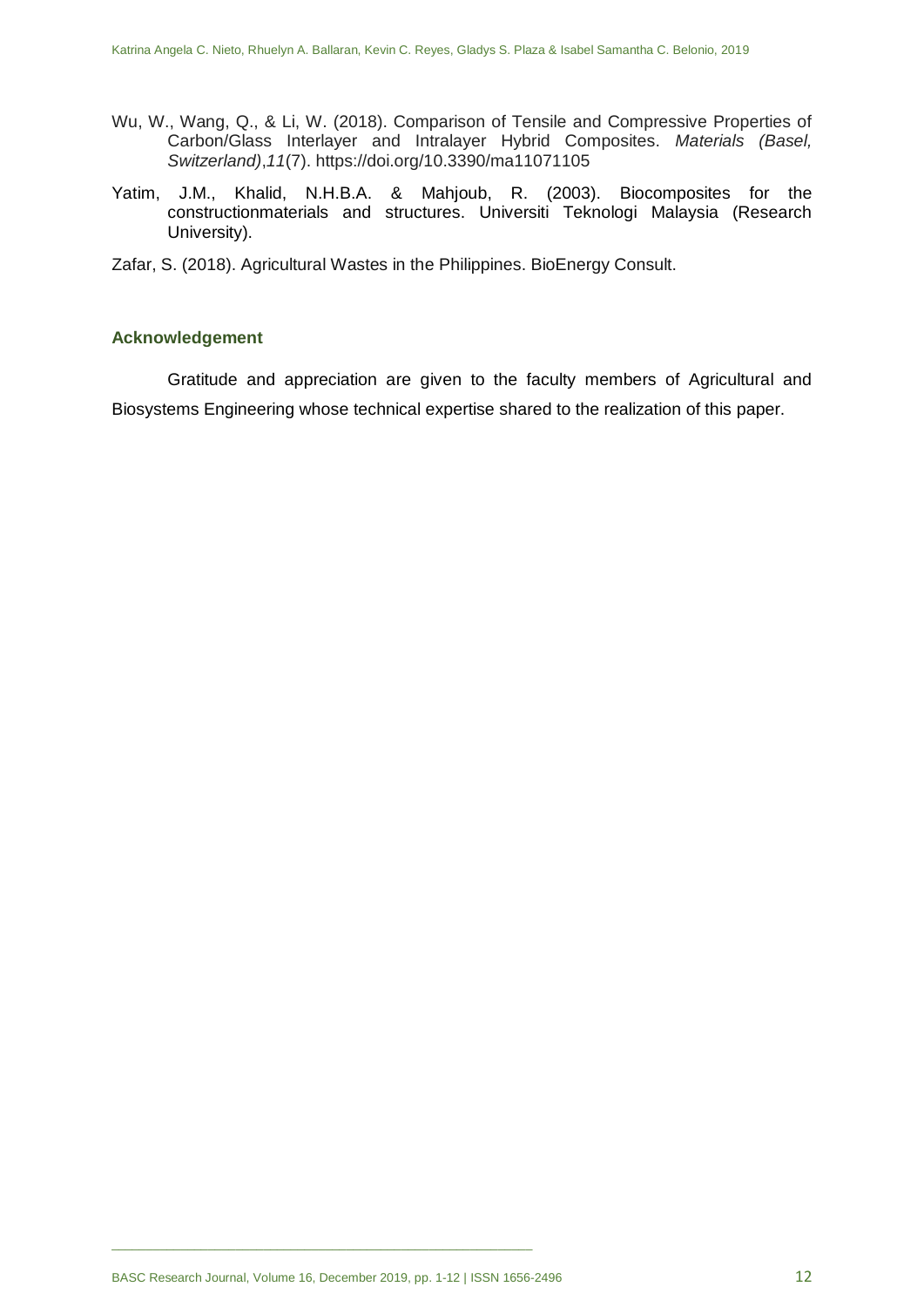Wu, W., Wang, Q., & Li, W. (2018). Comparison of Tensile and Compressive Properties of Carbon/Glass Interlayer and Intralayer Hybrid Composites. *Materials (Basel, Switzerland)*,*11*(7). https://doi.org/10.3390/ma11071105

Yatim, J.M., Khalid, N.H.B.A. & Mahjoub, R. (2003). Biocomposites for the constructionmaterials and structures. Universiti Teknologi Malaysia (Research University).

Zafar, S. (2018). Agricultural Wastes in the Philippines. BioEnergy Consult.

### Acknowledgement

Gratitude and appreciation are given to the faculty members of Agricultural and Biosystems Engineering whose technical expertise shared to the realization of this paper.